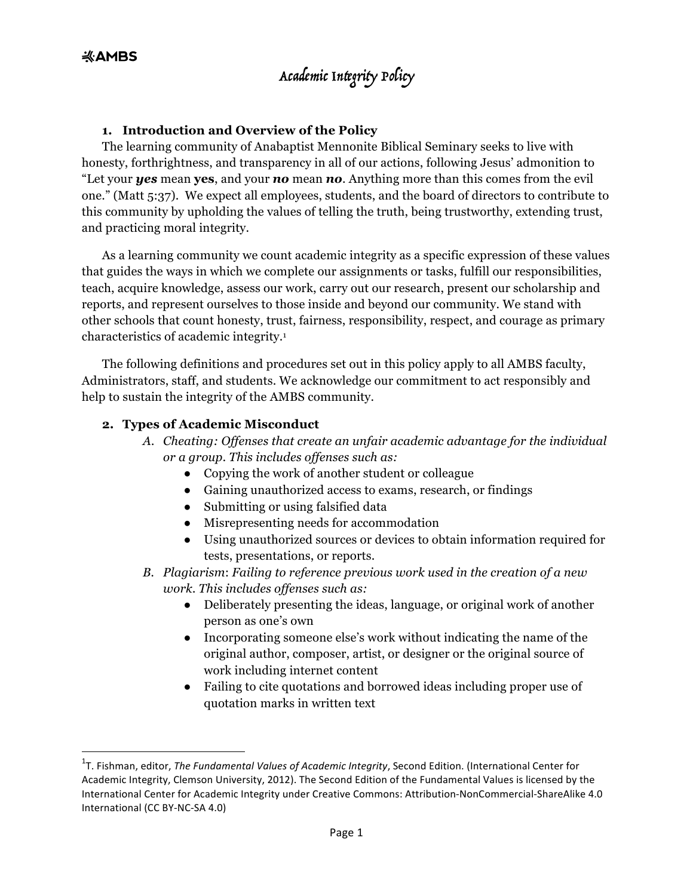AMBS

# Academic Integrity Policy

## 1. Introduction and Overview of the Policy

The learning community of Anabaptist Mennonite Biblical Seminary seeks to live with honesty, forthrightness, and transparency in all of our actions, following Jesus' admonition to "Let your ***yes*** mean **yes**, and your ***no*** mean ***no***. Anything more than this comes from the evil one." (Matt 5:37). We expect all employees, students, and the board of directors to contribute to this community by upholding the values of telling the truth, being trustworthy, extending trust, and practicing moral integrity.

As a learning community we count academic integrity as a specific expression of these values that guides the ways in which we complete our assignments or tasks, fulfill our responsibilities, teach, acquire knowledge, assess our work, carry out our research, present our scholarship and reports, and represent ourselves to those inside and beyond our community. We stand with other schools that count honesty, trust, fairness, responsibility, respect, and courage as primary characteristics of academic integrity.[1]

The following definitions and procedures set out in this policy apply to all AMBS faculty, Administrators, staff, and students. We acknowledge our commitment to act responsibly and help to sustain the integrity of the AMBS community.

## 2. Types of Academic Misconduct

A. *Cheating: Offenses that create an unfair academic advantage for the individual or a group. This includes offenses such as:*
   - Copying the work of another student or colleague
   - Gaining unauthorized access to exams, research, or findings
   - Submitting or using falsified data
   - Misrepresenting needs for accommodation
   - Using unauthorized sources or devices to obtain information required for tests, presentations, or reports.

B. *Plagiarism*: *Failing to reference previous work used in the creation of a new work. This includes offenses such as:*
   - Deliberately presenting the ideas, language, or original work of another person as one's own
   - Incorporating someone else's work without indicating the name of the original author, composer, artist, or designer or the original source of work including internet content
   - Failing to cite quotations and borrowed ideas including proper use of quotation marks in written text

---

[1] T. Fishman, editor, *The Fundamental Values of Academic Integrity*, Second Edition. (International Center for Academic Integrity, Clemson University, 2012). The Second Edition of the Fundamental Values is licensed by the International Center for Academic Integrity under Creative Commons: Attribution-NonCommercial-ShareAlike 4.0 International (CC BY-NC-SA 4.0)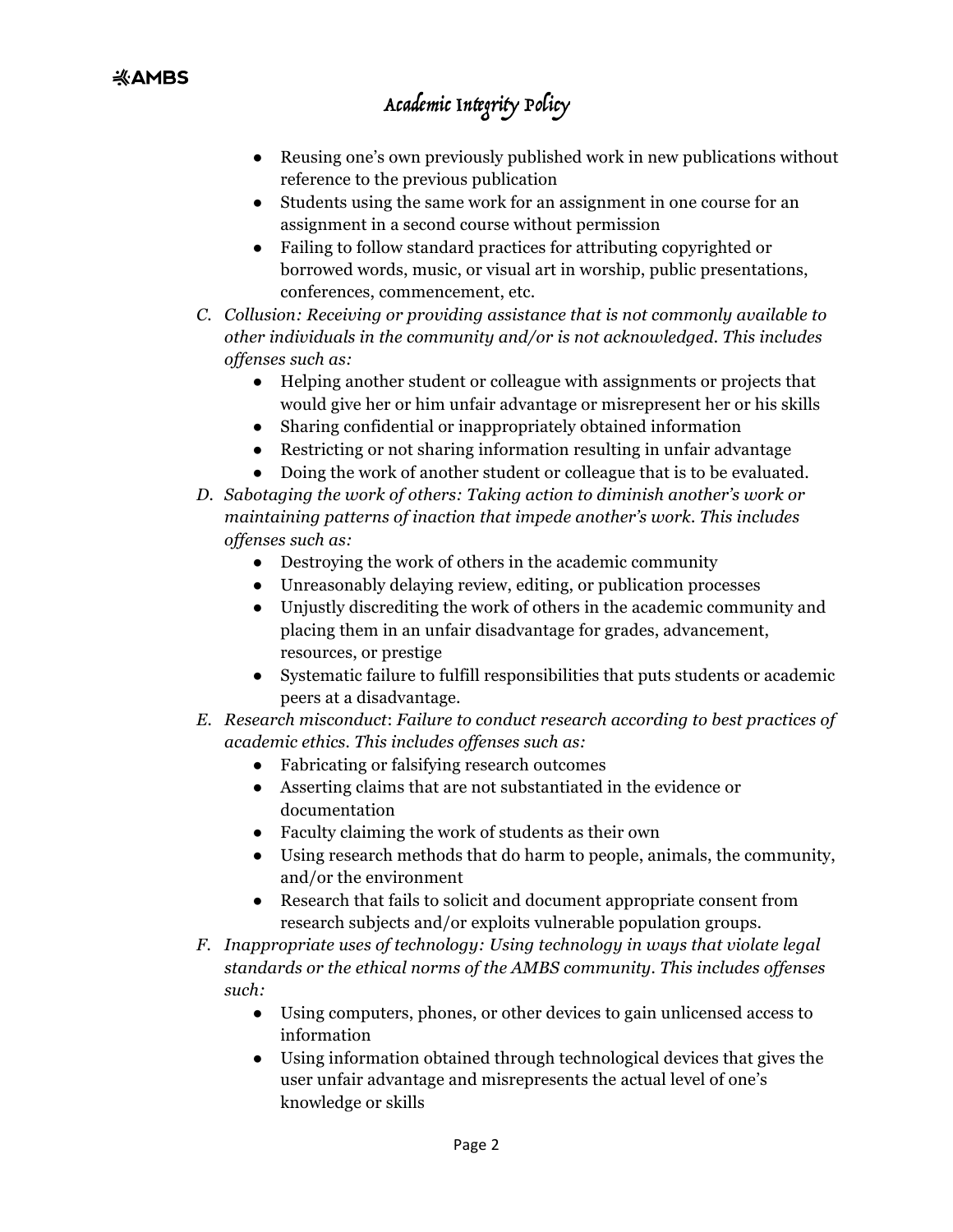- Reusing one's own previously published work in new publications without reference to the previous publication
- Students using the same work for an assignment in one course for an assignment in a second course without permission
- Failing to follow standard practices for attributing copyrighted or borrowed words, music, or visual art in worship, public presentations, conferences, commencement, etc.

C. *Collusion: Receiving or providing assistance that is not commonly available to other individuals in the community and/or is not acknowledged. This includes offenses such as:*
   - Helping another student or colleague with assignments or projects that would give her or him unfair advantage or misrepresent her or his skills
   - Sharing confidential or inappropriately obtained information
   - Restricting or not sharing information resulting in unfair advantage
   - Doing the work of another student or colleague that is to be evaluated.

D. *Sabotaging the work of others: Taking action to diminish another's work or maintaining patterns of inaction that impede another's work. This includes offenses such as:*
   - Destroying the work of others in the academic community
   - Unreasonably delaying review, editing, or publication processes
   - Unjustly discrediting the work of others in the academic community and placing them in an unfair disadvantage for grades, advancement, resources, or prestige
   - Systematic failure to fulfill responsibilities that puts students or academic peers at a disadvantage.

E. *Research misconduct*: *Failure to conduct research according to best practices of academic ethics. This includes offenses such as:*
   - Fabricating or falsifying research outcomes
   - Asserting claims that are not substantiated in the evidence or documentation
   - Faculty claiming the work of students as their own
   - Using research methods that do harm to people, animals, the community, and/or the environment
   - Research that fails to solicit and document appropriate consent from research subjects and/or exploits vulnerable population groups.

F. *Inappropriate uses of technology: Using technology in ways that violate legal standards or the ethical norms of the AMBS community. This includes offenses such:*
   - Using computers, phones, or other devices to gain unlicensed access to information
   - Using information obtained through technological devices that gives the user unfair advantage and misrepresents the actual level of one's knowledge or skills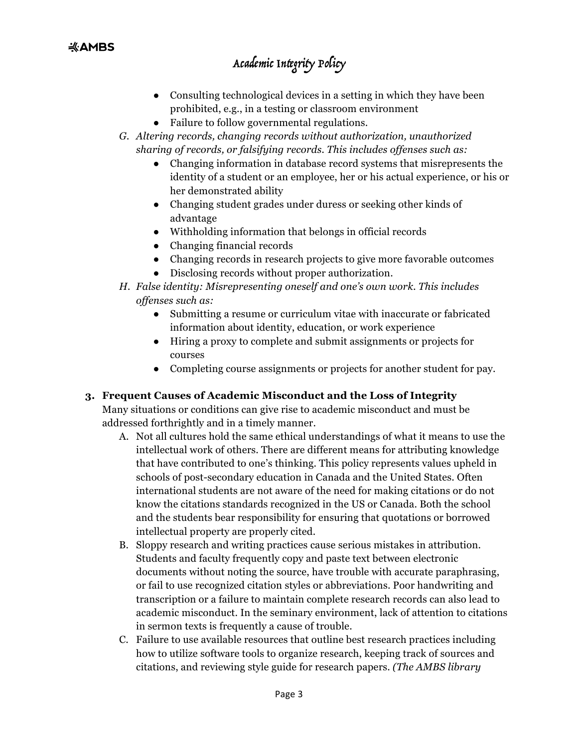- Consulting technological devices in a setting in which they have been prohibited, e.g., in a testing or classroom environment
- Failure to follow governmental regulations.

G. *Altering records, changing records without authorization, unauthorized sharing of records, or falsifying records. This includes offenses such as:*

- Changing information in database record systems that misrepresents the identity of a student or an employee, her or his actual experience, or his or her demonstrated ability
- Changing student grades under duress or seeking other kinds of advantage
- Withholding information that belongs in official records
- Changing financial records
- Changing records in research projects to give more favorable outcomes
- Disclosing records without proper authorization.

H. *False identity: Misrepresenting oneself and one's own work. This includes offenses such as:*

- Submitting a resume or curriculum vitae with inaccurate or fabricated information about identity, education, or work experience
- Hiring a proxy to complete and submit assignments or projects for courses
- Completing course assignments or projects for another student for pay.

## 3. Frequent Causes of Academic Misconduct and the Loss of Integrity

Many situations or conditions can give rise to academic misconduct and must be addressed forthrightly and in a timely manner.

A. Not all cultures hold the same ethical understandings of what it means to use the intellectual work of others. There are different means for attributing knowledge that have contributed to one's thinking. This policy represents values upheld in schools of post-secondary education in Canada and the United States. Often international students are not aware of the need for making citations or do not know the citations standards recognized in the US or Canada. Both the school and the students bear responsibility for ensuring that quotations or borrowed intellectual property are properly cited.

B. Sloppy research and writing practices cause serious mistakes in attribution. Students and faculty frequently copy and paste text between electronic documents without noting the source, have trouble with accurate paraphrasing, or fail to use recognized citation styles or abbreviations. Poor handwriting and transcription or a failure to maintain complete research records can also lead to academic misconduct. In the seminary environment, lack of attention to citations in sermon texts is frequently a cause of trouble.

C. Failure to use available resources that outline best research practices including how to utilize software tools to organize research, keeping track of sources and citations, and reviewing style guide for research papers. *(The AMBS library*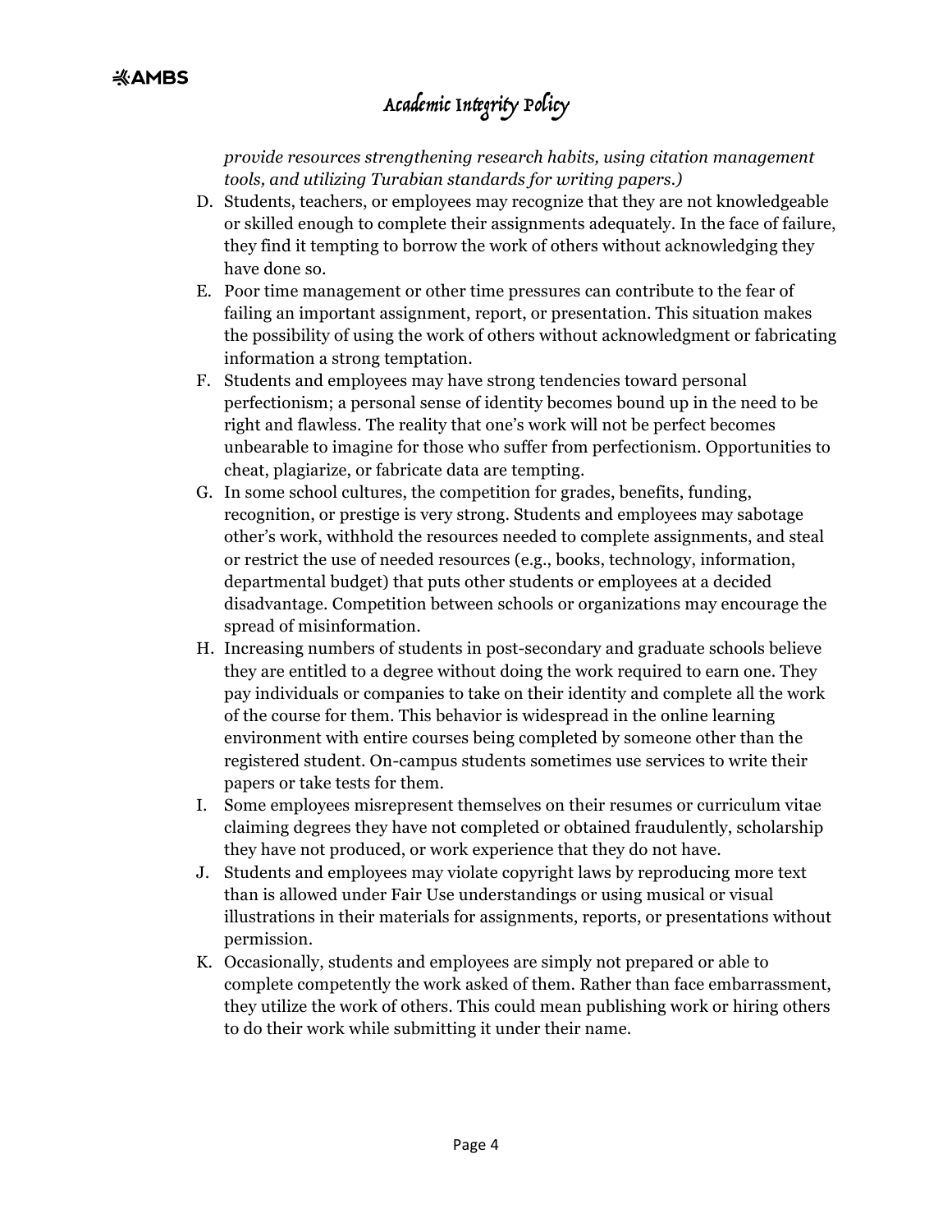*provide resources strengthening research habits, using citation management tools, and utilizing Turabian standards for writing papers.)*

D. Students, teachers, or employees may recognize that they are not knowledgeable or skilled enough to complete their assignments adequately. In the face of failure, they find it tempting to borrow the work of others without acknowledging they have done so.
E. Poor time management or other time pressures can contribute to the fear of failing an important assignment, report, or presentation. This situation makes the possibility of using the work of others without acknowledgment or fabricating information a strong temptation.
F. Students and employees may have strong tendencies toward personal perfectionism; a personal sense of identity becomes bound up in the need to be right and flawless. The reality that one's work will not be perfect becomes unbearable to imagine for those who suffer from perfectionism. Opportunities to cheat, plagiarize, or fabricate data are tempting.
G. In some school cultures, the competition for grades, benefits, funding, recognition, or prestige is very strong. Students and employees may sabotage other's work, withhold the resources needed to complete assignments, and steal or restrict the use of needed resources (e.g., books, technology, information, departmental budget) that puts other students or employees at a decided disadvantage. Competition between schools or organizations may encourage the spread of misinformation.
H. Increasing numbers of students in post-secondary and graduate schools believe they are entitled to a degree without doing the work required to earn one. They pay individuals or companies to take on their identity and complete all the work of the course for them. This behavior is widespread in the online learning environment with entire courses being completed by someone other than the registered student. On-campus students sometimes use services to write their papers or take tests for them.
I. Some employees misrepresent themselves on their resumes or curriculum vitae claiming degrees they have not completed or obtained fraudulently, scholarship they have not produced, or work experience that they do not have.
J. Students and employees may violate copyright laws by reproducing more text than is allowed under Fair Use understandings or using musical or visual illustrations in their materials for assignments, reports, or presentations without permission.
K. Occasionally, students and employees are simply not prepared or able to complete competently the work asked of them. Rather than face embarrassment, they utilize the work of others. This could mean publishing work or hiring others to do their work while submitting it under their name.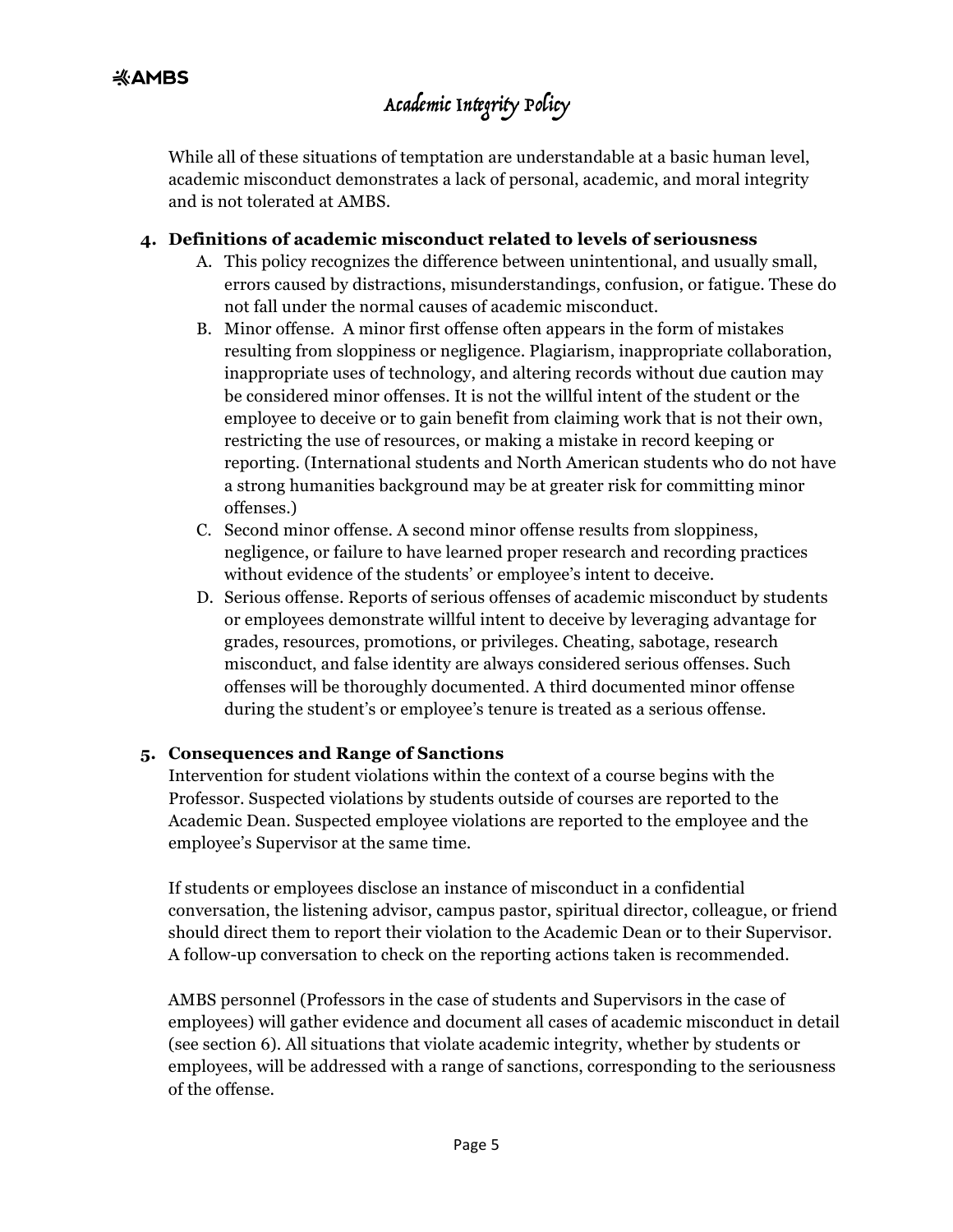While all of these situations of temptation are understandable at a basic human level, academic misconduct demonstrates a lack of personal, academic, and moral integrity and is not tolerated at AMBS.

## 4. Definitions of academic misconduct related to levels of seriousness

A. This policy recognizes the difference between unintentional, and usually small, errors caused by distractions, misunderstandings, confusion, or fatigue. These do not fall under the normal causes of academic misconduct.

B. Minor offense. A minor first offense often appears in the form of mistakes resulting from sloppiness or negligence. Plagiarism, inappropriate collaboration, inappropriate uses of technology, and altering records without due caution may be considered minor offenses. It is not the willful intent of the student or the employee to deceive or to gain benefit from claiming work that is not their own, restricting the use of resources, or making a mistake in record keeping or reporting. (International students and North American students who do not have a strong humanities background may be at greater risk for committing minor offenses.)

C. Second minor offense. A second minor offense results from sloppiness, negligence, or failure to have learned proper research and recording practices without evidence of the students' or employee's intent to deceive.

D. Serious offense. Reports of serious offenses of academic misconduct by students or employees demonstrate willful intent to deceive by leveraging advantage for grades, resources, promotions, or privileges. Cheating, sabotage, research misconduct, and false identity are always considered serious offenses. Such offenses will be thoroughly documented. A third documented minor offense during the student's or employee's tenure is treated as a serious offense.

## 5. Consequences and Range of Sanctions

Intervention for student violations within the context of a course begins with the Professor. Suspected violations by students outside of courses are reported to the Academic Dean. Suspected employee violations are reported to the employee and the employee's Supervisor at the same time.

If students or employees disclose an instance of misconduct in a confidential conversation, the listening advisor, campus pastor, spiritual director, colleague, or friend should direct them to report their violation to the Academic Dean or to their Supervisor. A follow-up conversation to check on the reporting actions taken is recommended.

AMBS personnel (Professors in the case of students and Supervisors in the case of employees) will gather evidence and document all cases of academic misconduct in detail (see section 6). All situations that violate academic integrity, whether by students or employees, will be addressed with a range of sanctions, corresponding to the seriousness of the offense.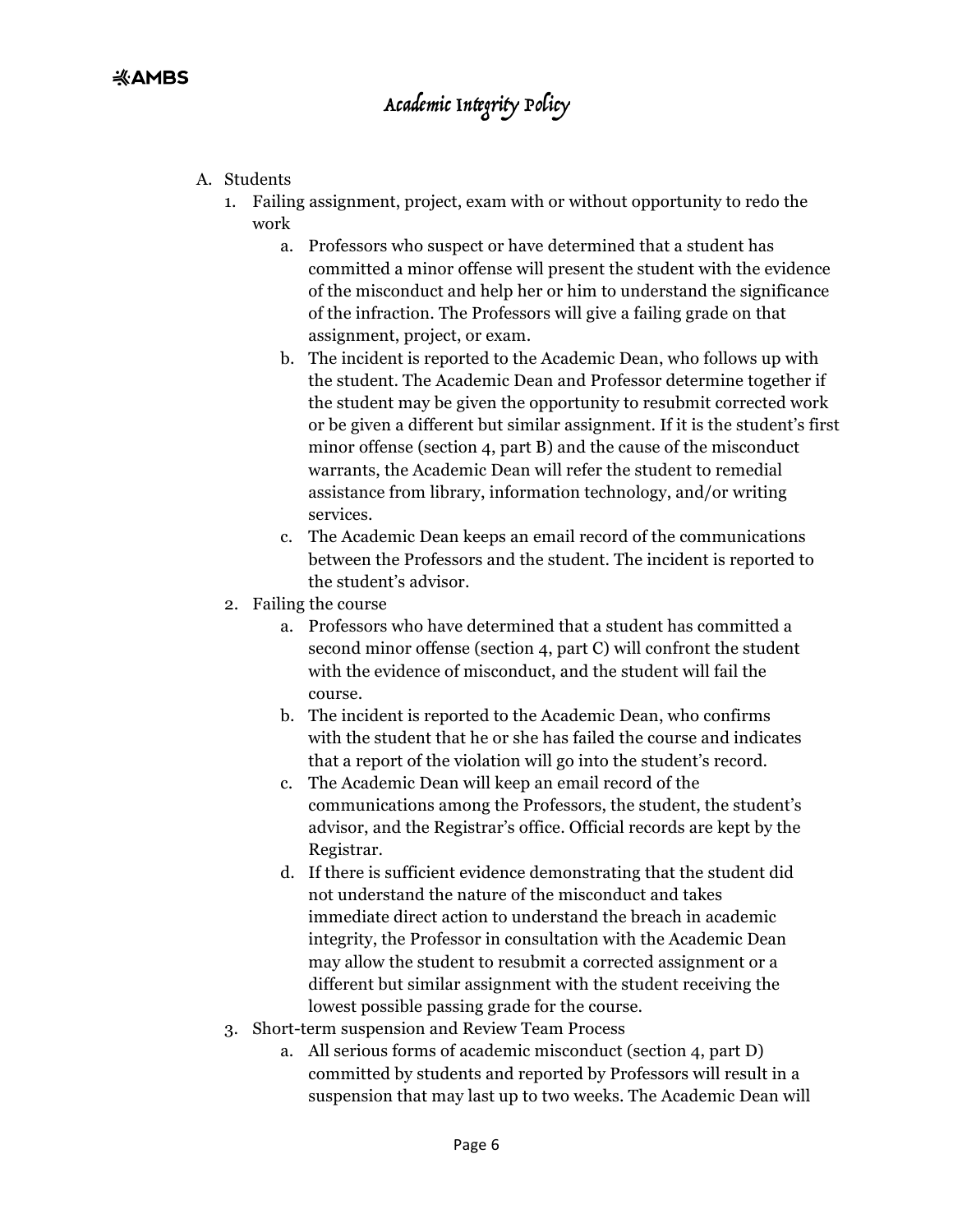A. Students

1. Failing assignment, project, exam with or without opportunity to redo the work
    a. Professors who suspect or have determined that a student has committed a minor offense will present the student with the evidence of the misconduct and help her or him to understand the significance of the infraction. The Professors will give a failing grade on that assignment, project, or exam.
    b. The incident is reported to the Academic Dean, who follows up with the student. The Academic Dean and Professor determine together if the student may be given the opportunity to resubmit corrected work or be given a different but similar assignment. If it is the student's first minor offense (section 4, part B) and the cause of the misconduct warrants, the Academic Dean will refer the student to remedial assistance from library, information technology, and/or writing services.
    c. The Academic Dean keeps an email record of the communications between the Professors and the student. The incident is reported to the student's advisor.
2. Failing the course
    a. Professors who have determined that a student has committed a second minor offense (section 4, part C) will confront the student with the evidence of misconduct, and the student will fail the course.
    b. The incident is reported to the Academic Dean, who confirms with the student that he or she has failed the course and indicates that a report of the violation will go into the student's record.
    c. The Academic Dean will keep an email record of the communications among the Professors, the student, the student's advisor, and the Registrar's office. Official records are kept by the Registrar.
    d. If there is sufficient evidence demonstrating that the student did not understand the nature of the misconduct and takes immediate direct action to understand the breach in academic integrity, the Professor in consultation with the Academic Dean may allow the student to resubmit a corrected assignment or a different but similar assignment with the student receiving the lowest possible passing grade for the course.
3. Short-term suspension and Review Team Process
    a. All serious forms of academic misconduct (section 4, part D) committed by students and reported by Professors will result in a suspension that may last up to two weeks. The Academic Dean will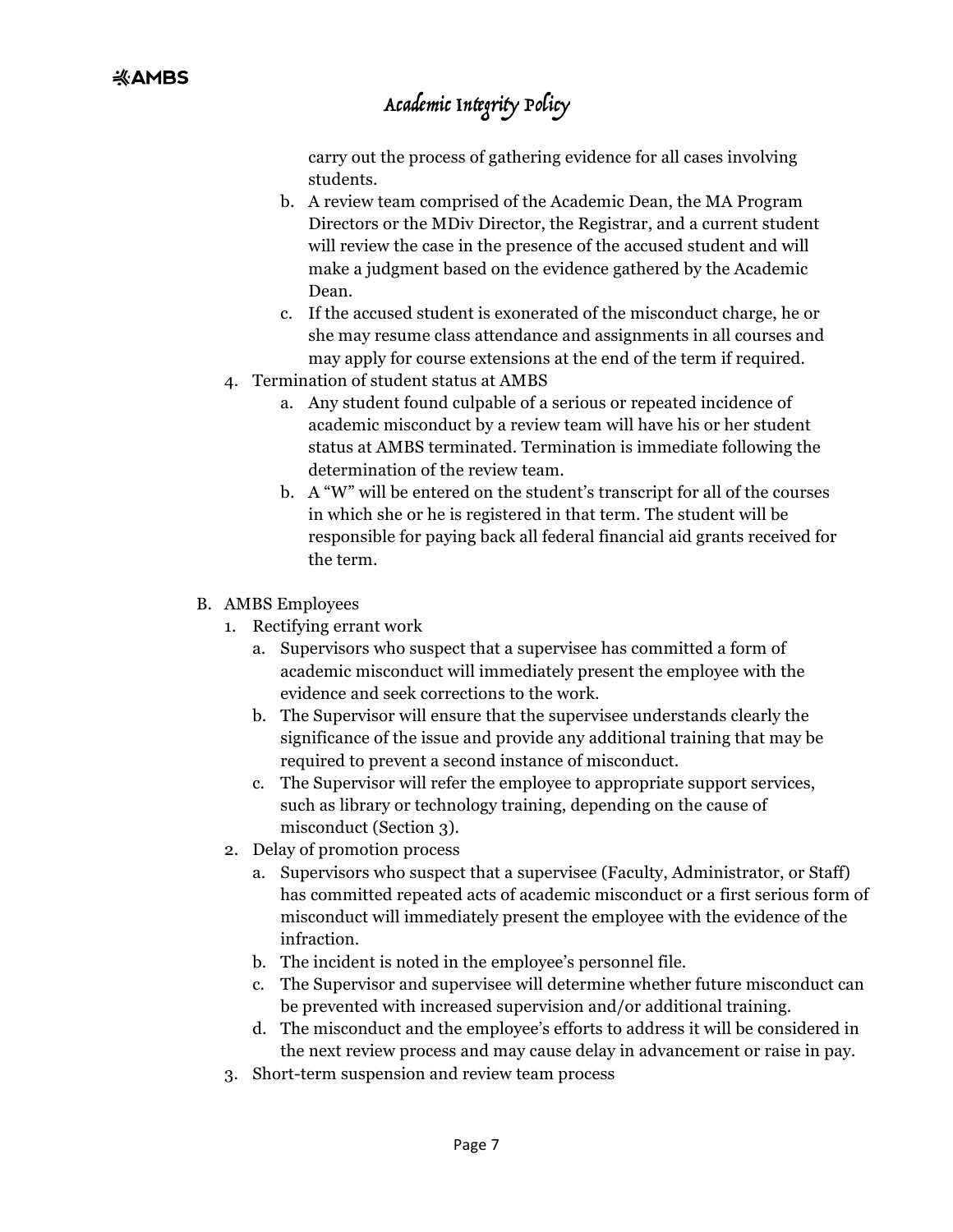carry out the process of gathering evidence for all cases involving students.

   b. A review team comprised of the Academic Dean, the MA Program Directors or the MDiv Director, the Registrar, and a current student will review the case in the presence of the accused student and will make a judgment based on the evidence gathered by the Academic Dean.
   c. If the accused student is exonerated of the misconduct charge, he or she may resume class attendance and assignments in all courses and may apply for course extensions at the end of the term if required.

4. Termination of student status at AMBS
   a. Any student found culpable of a serious or repeated incidence of academic misconduct by a review team will have his or her student status at AMBS terminated. Termination is immediate following the determination of the review team.
   b. A "W" will be entered on the student's transcript for all of the courses in which she or he is registered in that term. The student will be responsible for paying back all federal financial aid grants received for the term.

B. AMBS Employees

1. Rectifying errant work
   a. Supervisors who suspect that a supervisee has committed a form of academic misconduct will immediately present the employee with the evidence and seek corrections to the work.
   b. The Supervisor will ensure that the supervisee understands clearly the significance of the issue and provide any additional training that may be required to prevent a second instance of misconduct.
   c. The Supervisor will refer the employee to appropriate support services, such as library or technology training, depending on the cause of misconduct (Section 3).
2. Delay of promotion process
   a. Supervisors who suspect that a supervisee (Faculty, Administrator, or Staff) has committed repeated acts of academic misconduct or a first serious form of misconduct will immediately present the employee with the evidence of the infraction.
   b. The incident is noted in the employee's personnel file.
   c. The Supervisor and supervisee will determine whether future misconduct can be prevented with increased supervision and/or additional training.
   d. The misconduct and the employee's efforts to address it will be considered in the next review process and may cause delay in advancement or raise in pay.
3. Short-term suspension and review team process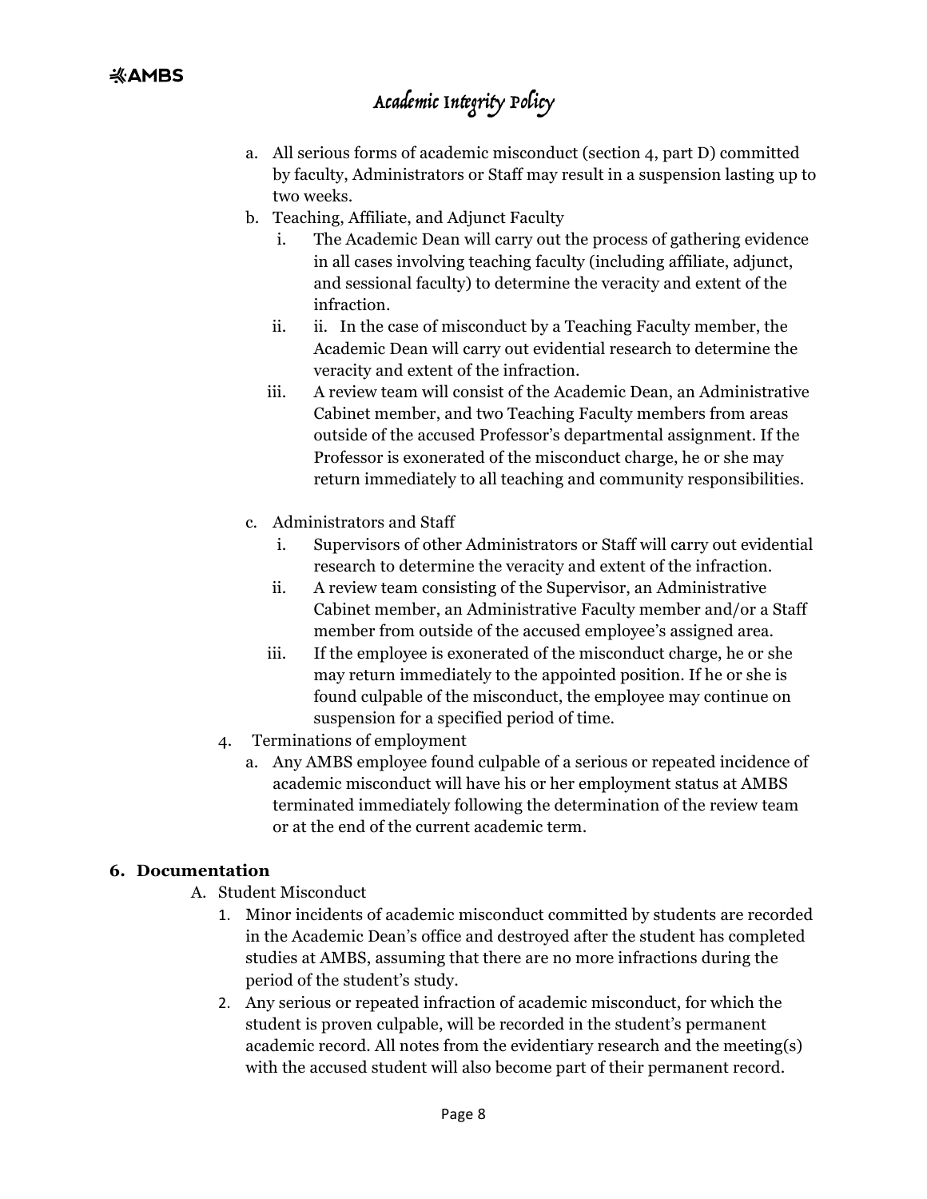a. All serious forms of academic misconduct (section 4, part D) committed by faculty, Administrators or Staff may result in a suspension lasting up to two weeks.

b. Teaching, Affiliate, and Adjunct Faculty

   i. The Academic Dean will carry out the process of gathering evidence in all cases involving teaching faculty (including affiliate, adjunct, and sessional faculty) to determine the veracity and extent of the infraction.

   ii. ii. In the case of misconduct by a Teaching Faculty member, the Academic Dean will carry out evidential research to determine the veracity and extent of the infraction.

   iii. A review team will consist of the Academic Dean, an Administrative Cabinet member, and two Teaching Faculty members from areas outside of the accused Professor's departmental assignment. If the Professor is exonerated of the misconduct charge, he or she may return immediately to all teaching and community responsibilities.

c. Administrators and Staff

   i. Supervisors of other Administrators or Staff will carry out evidential research to determine the veracity and extent of the infraction.

   ii. A review team consisting of the Supervisor, an Administrative Cabinet member, an Administrative Faculty member and/or a Staff member from outside of the accused employee's assigned area.

   iii. If the employee is exonerated of the misconduct charge, he or she may return immediately to the appointed position. If he or she is found culpable of the misconduct, the employee may continue on suspension for a specified period of time.

4. Terminations of employment

   a. Any AMBS employee found culpable of a serious or repeated incidence of academic misconduct will have his or her employment status at AMBS terminated immediately following the determination of the review team or at the end of the current academic term.

## 6. Documentation

A. Student Misconduct

1. Minor incidents of academic misconduct committed by students are recorded in the Academic Dean's office and destroyed after the student has completed studies at AMBS, assuming that there are no more infractions during the period of the student's study.
2. Any serious or repeated infraction of academic misconduct, for which the student is proven culpable, will be recorded in the student's permanent academic record. All notes from the evidentiary research and the meeting(s) with the accused student will also become part of their permanent record.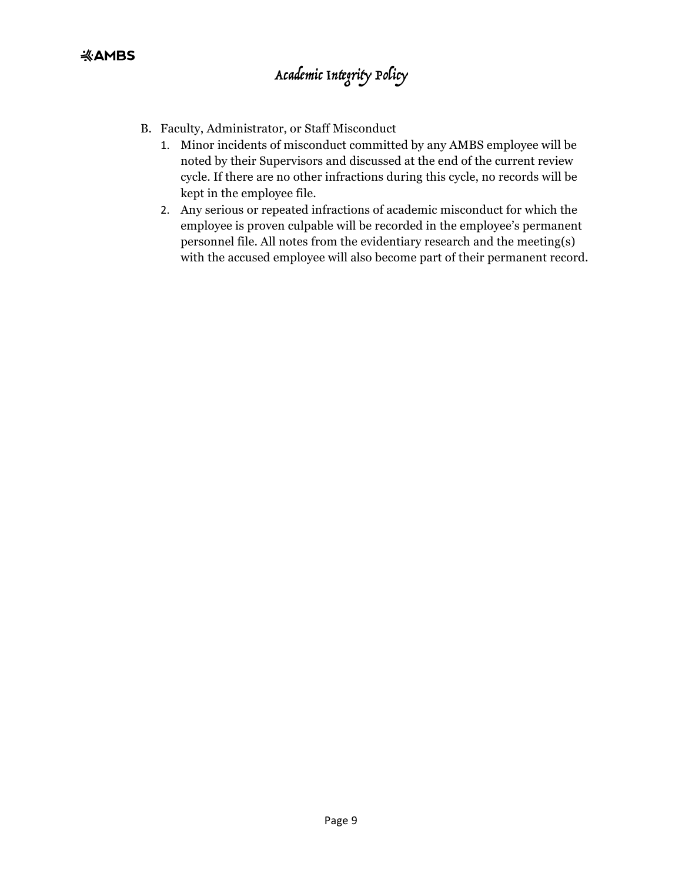B. Faculty, Administrator, or Staff Misconduct
   1. Minor incidents of misconduct committed by any AMBS employee will be noted by their Supervisors and discussed at the end of the current review cycle. If there are no other infractions during this cycle, no records will be kept in the employee file.
   2. Any serious or repeated infractions of academic misconduct for which the employee is proven culpable will be recorded in the employee's permanent personnel file. All notes from the evidentiary research and the meeting(s) with the accused employee will also become part of their permanent record.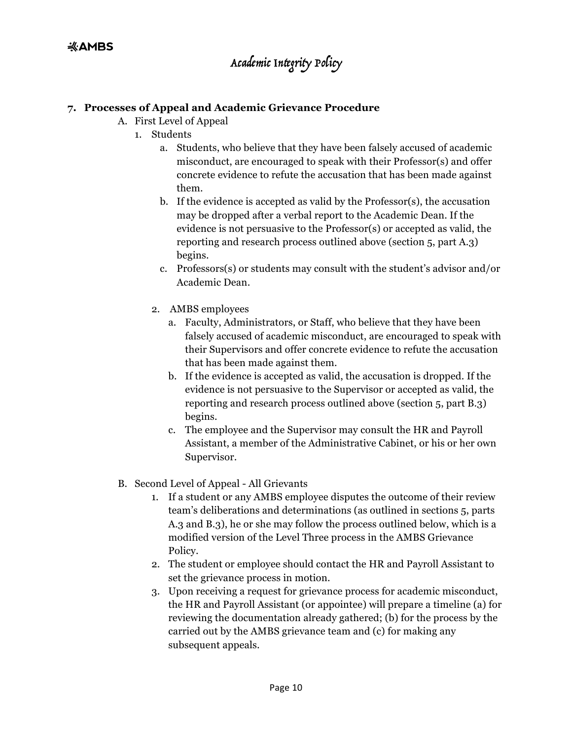# Academic Integrity Policy

**7. Processes of Appeal and Academic Grievance Procedure**

A. First Level of Appeal

1. Students
    a. Students, who believe that they have been falsely accused of academic misconduct, are encouraged to speak with their Professor(s) and offer concrete evidence to refute the accusation that has been made against them.
    b. If the evidence is accepted as valid by the Professor(s), the accusation may be dropped after a verbal report to the Academic Dean. If the evidence is not persuasive to the Professor(s) or accepted as valid, the reporting and research process outlined above (section 5, part A.3) begins.
    c. Professors(s) or students may consult with the student's advisor and/or Academic Dean.

2. AMBS employees
    a. Faculty, Administrators, or Staff, who believe that they have been falsely accused of academic misconduct, are encouraged to speak with their Supervisors and offer concrete evidence to refute the accusation that has been made against them.
    b. If the evidence is accepted as valid, the accusation is dropped. If the evidence is not persuasive to the Supervisor or accepted as valid, the reporting and research process outlined above (section 5, part B.3) begins.
    c. The employee and the Supervisor may consult the HR and Payroll Assistant, a member of the Administrative Cabinet, or his or her own Supervisor.

B. Second Level of Appeal - All Grievants

1. If a student or any AMBS employee disputes the outcome of their review team's deliberations and determinations (as outlined in sections 5, parts A.3 and B.3), he or she may follow the process outlined below, which is a modified version of the Level Three process in the AMBS Grievance Policy.
2. The student or employee should contact the HR and Payroll Assistant to set the grievance process in motion.
3. Upon receiving a request for grievance process for academic misconduct, the HR and Payroll Assistant (or appointee) will prepare a timeline (a) for reviewing the documentation already gathered; (b) for the process by the carried out by the AMBS grievance team and (c) for making any subsequent appeals.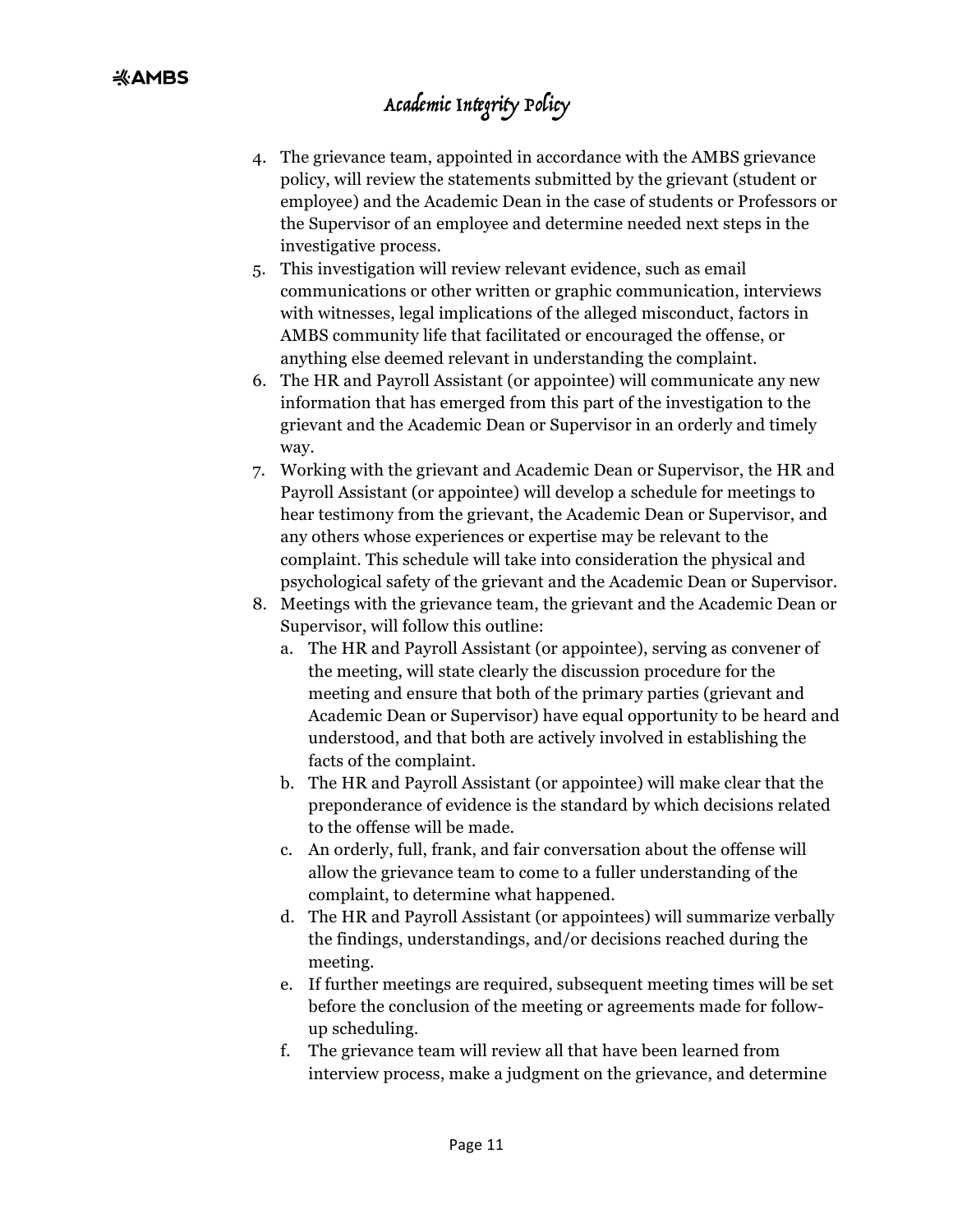4. The grievance team, appointed in accordance with the AMBS grievance policy, will review the statements submitted by the grievant (student or employee) and the Academic Dean in the case of students or Professors or the Supervisor of an employee and determine needed next steps in the investigative process.
5. This investigation will review relevant evidence, such as email communications or other written or graphic communication, interviews with witnesses, legal implications of the alleged misconduct, factors in AMBS community life that facilitated or encouraged the offense, or anything else deemed relevant in understanding the complaint.
6. The HR and Payroll Assistant (or appointee) will communicate any new information that has emerged from this part of the investigation to the grievant and the Academic Dean or Supervisor in an orderly and timely way.
7. Working with the grievant and Academic Dean or Supervisor, the HR and Payroll Assistant (or appointee) will develop a schedule for meetings to hear testimony from the grievant, the Academic Dean or Supervisor, and any others whose experiences or expertise may be relevant to the complaint. This schedule will take into consideration the physical and psychological safety of the grievant and the Academic Dean or Supervisor.
8. Meetings with the grievance team, the grievant and the Academic Dean or Supervisor, will follow this outline:
   a. The HR and Payroll Assistant (or appointee), serving as convener of the meeting, will state clearly the discussion procedure for the meeting and ensure that both of the primary parties (grievant and Academic Dean or Supervisor) have equal opportunity to be heard and understood, and that both are actively involved in establishing the facts of the complaint.
   b. The HR and Payroll Assistant (or appointee) will make clear that the preponderance of evidence is the standard by which decisions related to the offense will be made.
   c. An orderly, full, frank, and fair conversation about the offense will allow the grievance team to come to a fuller understanding of the complaint, to determine what happened.
   d. The HR and Payroll Assistant (or appointees) will summarize verbally the findings, understandings, and/or decisions reached during the meeting.
   e. If further meetings are required, subsequent meeting times will be set before the conclusion of the meeting or agreements made for follow-up scheduling.
   f. The grievance team will review all that have been learned from interview process, make a judgment on the grievance, and determine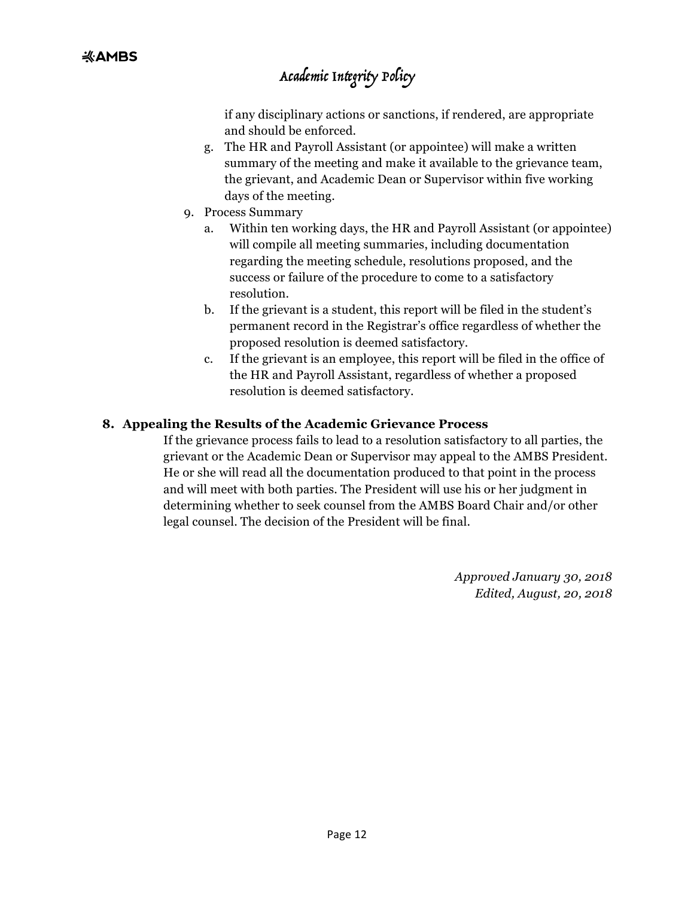if any disciplinary actions or sanctions, if rendered, are appropriate and should be enforced.

g. The HR and Payroll Assistant (or appointee) will make a written summary of the meeting and make it available to the grievance team, the grievant, and Academic Dean or Supervisor within five working days of the meeting.

9. Process Summary
   a. Within ten working days, the HR and Payroll Assistant (or appointee) will compile all meeting summaries, including documentation regarding the meeting schedule, resolutions proposed, and the success or failure of the procedure to come to a satisfactory resolution.
   b. If the grievant is a student, this report will be filed in the student's permanent record in the Registrar's office regardless of whether the proposed resolution is deemed satisfactory.
   c. If the grievant is an employee, this report will be filed in the office of the HR and Payroll Assistant, regardless of whether a proposed resolution is deemed satisfactory.

## 8. Appealing the Results of the Academic Grievance Process

If the grievance process fails to lead to a resolution satisfactory to all parties, the grievant or the Academic Dean or Supervisor may appeal to the AMBS President. He or she will read all the documentation produced to that point in the process and will meet with both parties. The President will use his or her judgment in determining whether to seek counsel from the AMBS Board Chair and/or other legal counsel. The decision of the President will be final.

*Approved January 30, 2018*
*Edited, August, 20, 2018*